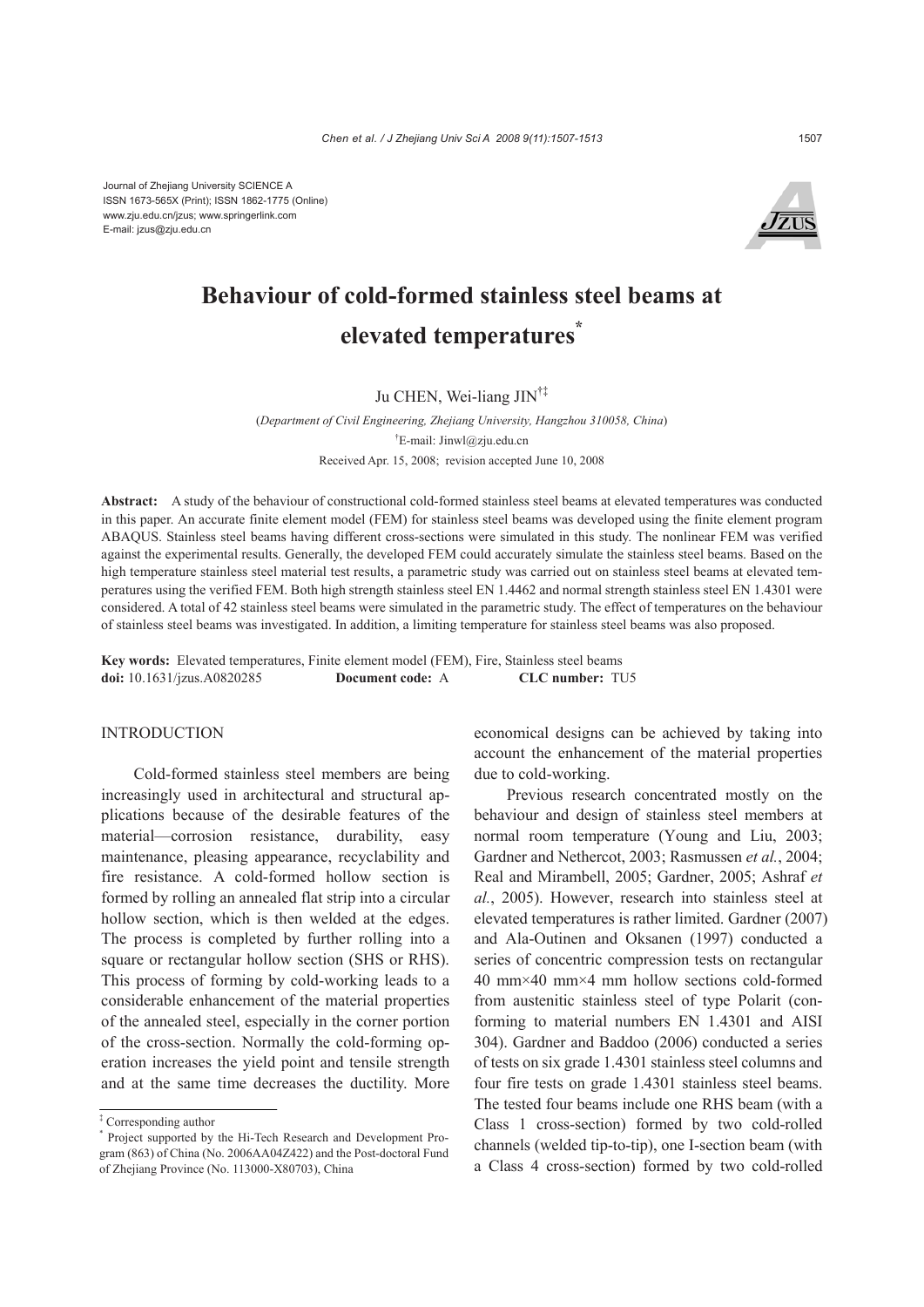Journal of Zhejiang University SCIENCE A
ISSN 1673-565X (Print); ISSN 1862-1775 (Online)
www.zju.edu.cn/jzus; www.springerlink.com
E-mail: jzus@zju.edu.cn

# Behaviour of cold-formed stainless steel beams at elevated temperatures*

Ju CHEN, Wei-liang JIN[†‡]

(*Department of Civil Engineering, Zhejiang University, Hangzhou 310058, China*)

[†]E-mail: Jinwl@zju.edu.cn

Received Apr. 15, 2008; revision accepted June 10, 2008

**Abstract:** A study of the behaviour of constructional cold-formed stainless steel beams at elevated temperatures was conducted in this paper. An accurate finite element model (FEM) for stainless steel beams was developed using the finite element program ABAQUS. Stainless steel beams having different cross-sections were simulated in this study. The nonlinear FEM was verified against the experimental results. Generally, the developed FEM could accurately simulate the stainless steel beams. Based on the high temperature stainless steel material test results, a parametric study was carried out on stainless steel beams at elevated temperatures using the verified FEM. Both high strength stainless steel EN 1.4462 and normal strength stainless steel EN 1.4301 were considered. A total of 42 stainless steel beams were simulated in the parametric study. The effect of temperatures on the behaviour of stainless steel beams was investigated. In addition, a limiting temperature for stainless steel beams was also proposed.

**Key words:** Elevated temperatures, Finite element model (FEM), Fire, Stainless steel beams
**doi:** 10.1631/jzus.A0820285 **Document code:** A **CLC number:** TU5

## INTRODUCTION

Cold-formed stainless steel members are being increasingly used in architectural and structural applications because of the desirable features of the material—corrosion resistance, durability, easy maintenance, pleasing appearance, recyclability and fire resistance. A cold-formed hollow section is formed by rolling an annealed flat strip into a circular hollow section, which is then welded at the edges. The process is completed by further rolling into a square or rectangular hollow section (SHS or RHS). This process of forming by cold-working leads to a considerable enhancement of the material properties of the annealed steel, especially in the corner portion of the cross-section. Normally the cold-forming operation increases the yield point and tensile strength and at the same time decreases the ductility. More economical designs can be achieved by taking into account the enhancement of the material properties due to cold-working.

Previous research concentrated mostly on the behaviour and design of stainless steel members at normal room temperature (Young and Liu, 2003; Gardner and Nethercot, 2003; Rasmussen *et al.*, 2004; Real and Mirambell, 2005; Gardner, 2005; Ashraf *et al.*, 2005). However, research into stainless steel at elevated temperatures is rather limited. Gardner (2007) and Ala-Outinen and Oksanen (1997) conducted a series of concentric compression tests on rectangular 40 mm×40 mm×4 mm hollow sections cold-formed from austenitic stainless steel of type Polarit (conforming to material numbers EN 1.4301 and AISI 304). Gardner and Baddoo (2006) conducted a series of tests on six grade 1.4301 stainless steel columns and four fire tests on grade 1.4301 stainless steel beams. The tested four beams include one RHS beam (with a Class 1 cross-section) formed by two cold-rolled channels (welded tip-to-tip), one I-section beam (with a Class 4 cross-section) formed by two cold-rolled

[‡] Corresponding author
[*] Project supported by the Hi-Tech Research and Development Program (863) of China (No. 2006AA04Z422) and the Post-doctoral Fund of Zhejiang Province (No. 113000-X80703), China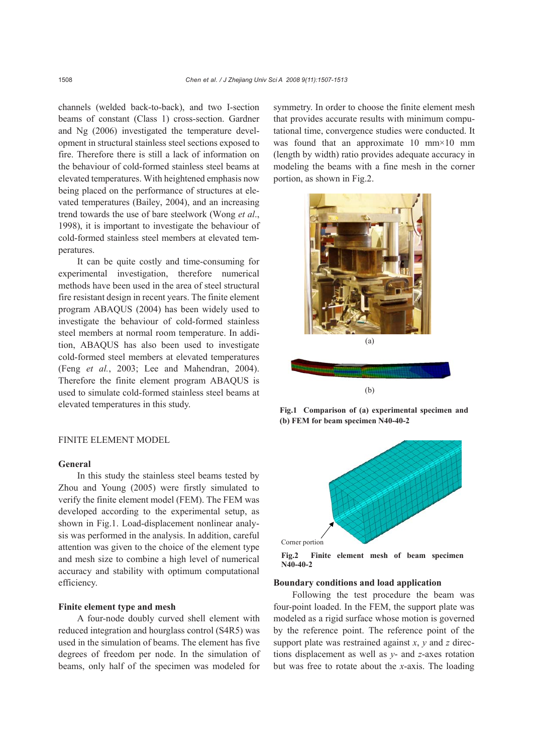channels (welded back-to-back), and two I-section beams of constant (Class 1) cross-section. Gardner and Ng (2006) investigated the temperature development in structural stainless steel sections exposed to fire. Therefore there is still a lack of information on the behaviour of cold-formed stainless steel beams at elevated temperatures. With heightened emphasis now being placed on the performance of structures at elevated temperatures (Bailey, 2004), and an increasing trend towards the use of bare steelwork (Wong *et al*., 1998), it is important to investigate the behaviour of cold-formed stainless steel members at elevated temperatures.

It can be quite costly and time-consuming for experimental investigation, therefore numerical methods have been used in the area of steel structural fire resistant design in recent years. The finite element program ABAQUS (2004) has been widely used to investigate the behaviour of cold-formed stainless steel members at normal room temperature. In addition, ABAQUS has also been used to investigate cold-formed steel members at elevated temperatures (Feng *et al.*, 2003; Lee and Mahendran, 2004). Therefore the finite element program ABAQUS is used to simulate cold-formed stainless steel beams at elevated temperatures in this study.

## FINITE ELEMENT MODEL

### General

In this study the stainless steel beams tested by Zhou and Young (2005) were firstly simulated to verify the finite element model (FEM). The FEM was developed according to the experimental setup, as shown in Fig.1. Load-displacement nonlinear analysis was performed in the analysis. In addition, careful attention was given to the choice of the element type and mesh size to combine a high level of numerical accuracy and stability with optimum computational efficiency.

### Finite element type and mesh

A four-node doubly curved shell element with reduced integration and hourglass control (S4R5) was used in the simulation of beams. The element has five degrees of freedom per node. In the simulation of beams, only half of the specimen was modeled for symmetry. In order to choose the finite element mesh that provides accurate results with minimum computational time, convergence studies were conducted. It was found that an approximate 10 mm×10 mm (length by width) ratio provides adequate accuracy in modeling the beams with a fine mesh in the corner portion, as shown in Fig.2.

(a)

(b)

**Fig.1 Comparison of (a) experimental specimen and (b) FEM for beam specimen N40-40-2**

Corner portion

**Fig.2 Finite element mesh of beam specimen N40-40-2**

### Boundary conditions and load application

Following the test procedure the beam was four-point loaded. In the FEM, the support plate was modeled as a rigid surface whose motion is governed by the reference point. The reference point of the support plate was restrained against *x*, *y* and *z* directions displacement as well as *y*- and *z*-axes rotation but was free to rotate about the *x*-axis. The loading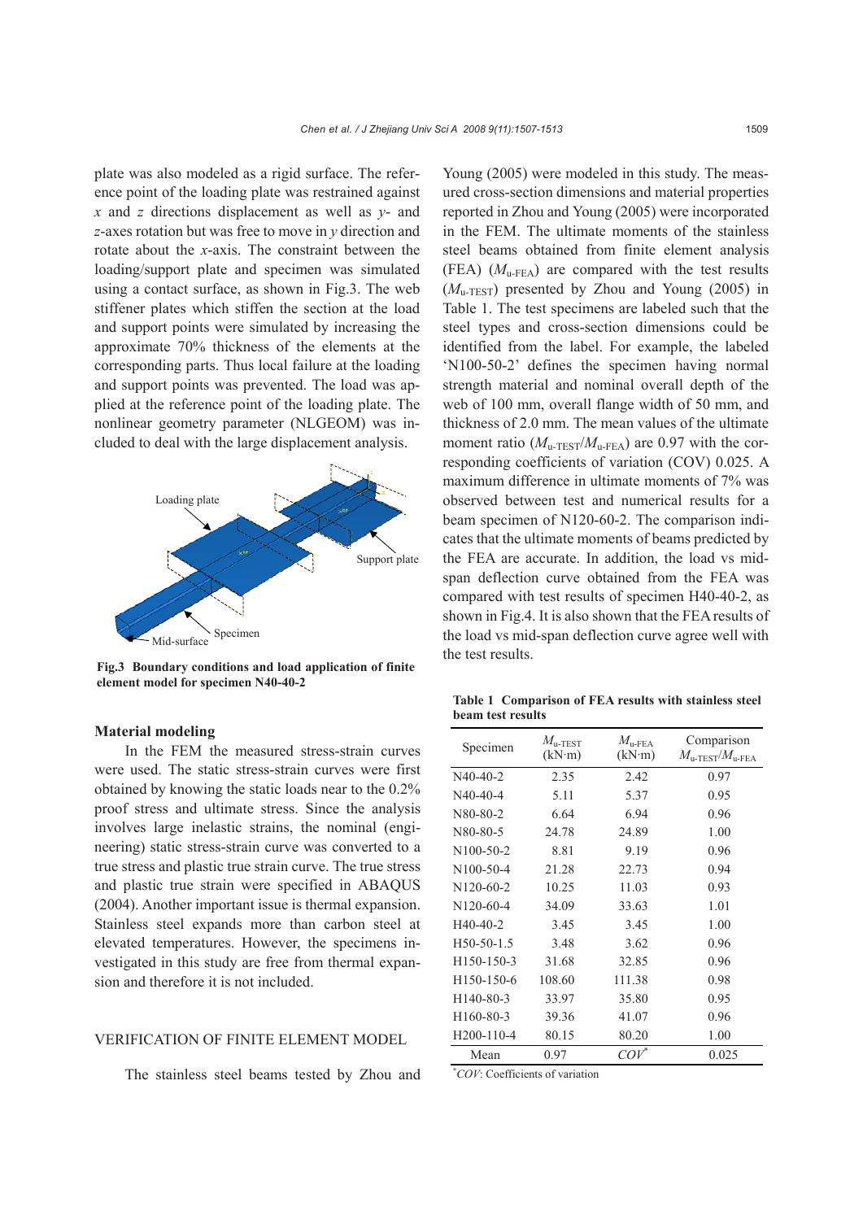plate was also modeled as a rigid surface. The reference point of the loading plate was restrained against $x$ and $z$ directions displacement as well as $y$- and $z$-axes rotation but was free to move in $y$ direction and rotate about the $x$-axis. The constraint between the loading/support plate and specimen was simulated using a contact surface, as shown in Fig.3. The web stiffener plates which stiffen the section at the load and support points were simulated by increasing the approximate 70% thickness of the elements at the corresponding parts. Thus local failure at the loading and support points was prevented. The load was applied at the reference point of the loading plate. The nonlinear geometry parameter (NLGEOM) was included to deal with the large displacement analysis.

Loading plate

Support plate

Specimen

Mid-surface

**Fig.3 Boundary conditions and load application of finite element model for specimen N40-40-2**

### Material modeling

In the FEM the measured stress-strain curves were used. The static stress-strain curves were first obtained by knowing the static loads near to the 0.2% proof stress and ultimate stress. Since the analysis involves large inelastic strains, the nominal (engineering) static stress-strain curve was converted to a true stress and plastic true strain curve. The true stress and plastic true strain were specified in ABAQUS (2004). Another important issue is thermal expansion. Stainless steel expands more than carbon steel at elevated temperatures. However, the specimens investigated in this study are free from thermal expansion and therefore it is not included.

## VERIFICATION OF FINITE ELEMENT MODEL

The stainless steel beams tested by Zhou and Young (2005) were modeled in this study. The measured cross-section dimensions and material properties reported in Zhou and Young (2005) were incorporated in the FEM. The ultimate moments of the stainless steel beams obtained from finite element analysis (FEA) ($M_{\text{u-FEA}}$) are compared with the test results ($M_{\text{u-TEST}}$) presented by Zhou and Young (2005) in Table 1. The test specimens are labeled such that the steel types and cross-section dimensions could be identified from the label. For example, the labeled 'N100-50-2' defines the specimen having normal strength material and nominal overall depth of the web of 100 mm, overall flange width of 50 mm, and thickness of 2.0 mm. The mean values of the ultimate moment ratio ($M_{\text{u-TEST}}/M_{\text{u-FEA}}$) are 0.97 with the corresponding coefficients of variation (COV) 0.025. A maximum difference in ultimate moments of 7% was observed between test and numerical results for a beam specimen of N120-60-2. The comparison indicates that the ultimate moments of beams predicted by the FEA are accurate. In addition, the load vs mid-span deflection curve obtained from the FEA was compared with test results of specimen H40-40-2, as shown in Fig.4. It is also shown that the FEA results of the load vs mid-span deflection curve agree well with the test results.

**Table 1 Comparison of FEA results with stainless steel beam test results**

| Specimen | $M_{\text{u-TEST}}$ (kN·m) | $M_{\text{u-FEA}}$ (kN·m) | Comparison $M_{\text{u-TEST}}/M_{\text{u-FEA}}$ |
|---|---|---|---|
| N40-40-2 | 2.35 | 2.42 | 0.97 |
| N40-40-4 | 5.11 | 5.37 | 0.95 |
| N80-80-2 | 6.64 | 6.94 | 0.96 |
| N80-80-5 | 24.78 | 24.89 | 1.00 |
| N100-50-2 | 8.81 | 9.19 | 0.96 |
| N100-50-4 | 21.28 | 22.73 | 0.94 |
| N120-60-2 | 10.25 | 11.03 | 0.93 |
| N120-60-4 | 34.09 | 33.63 | 1.01 |
| H40-40-2 | 3.45 | 3.45 | 1.00 |
| H50-50-1.5 | 3.48 | 3.62 | 0.96 |
| H150-150-3 | 31.68 | 32.85 | 0.96 |
| H150-150-6 | 108.60 | 111.38 | 0.98 |
| H140-80-3 | 33.97 | 35.80 | 0.95 |
| H160-80-3 | 39.36 | 41.07 | 0.96 |
| H200-110-4 | 80.15 | 80.20 | 1.00 |
| Mean | 0.97 | *COV*\* | 0.025 |

\**COV*: Coefficients of variation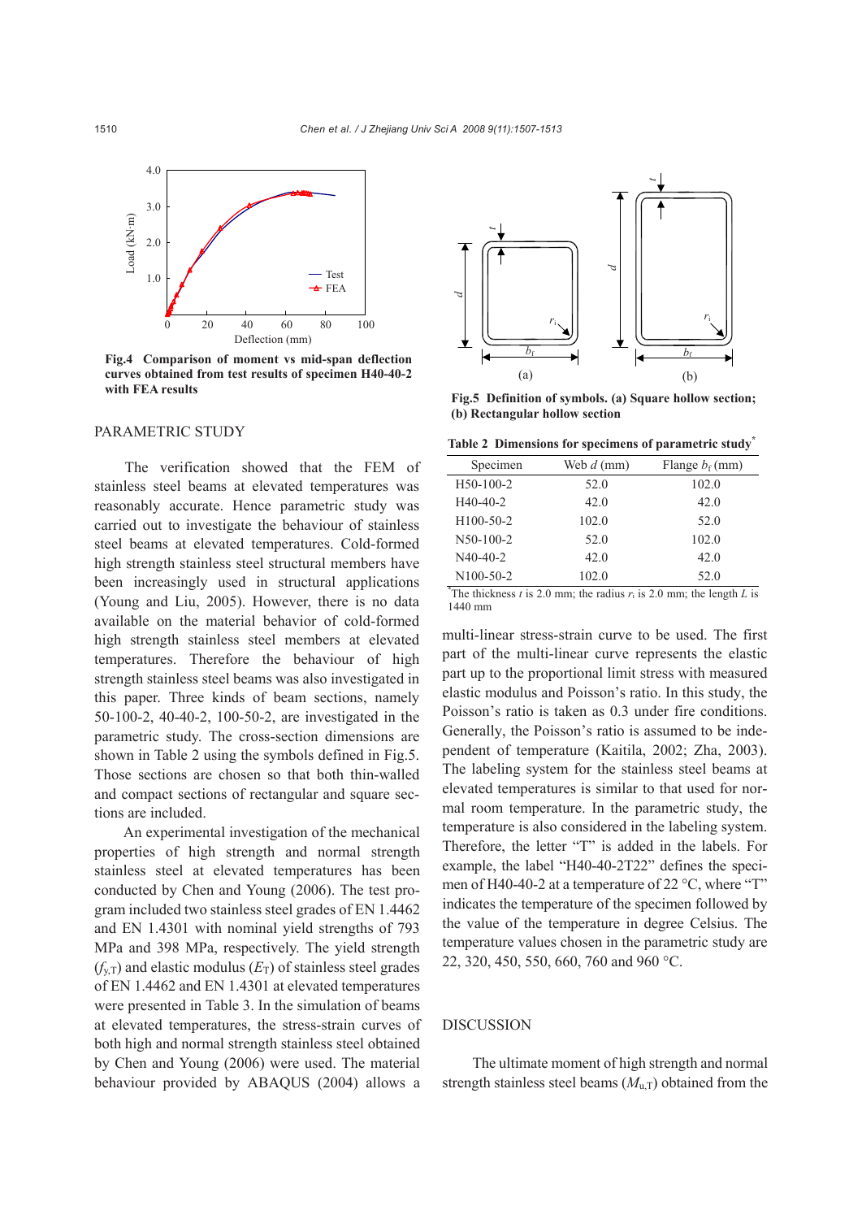4.0

3.0

2.0

1.0

0

Load (kN·m)

0 20 40 60 80 100

Deflection (mm)

Test

FEA

**Fig.4 Comparison of moment vs mid-span deflection curves obtained from test results of specimen H40-40-2 with FEA results**

## PARAMETRIC STUDY

The verification showed that the FEM of stainless steel beams at elevated temperatures was reasonably accurate. Hence parametric study was carried out to investigate the behaviour of stainless steel beams at elevated temperatures. Cold-formed high strength stainless steel structural members have been increasingly used in structural applications (Young and Liu, 2005). However, there is no data available on the material behavior of cold-formed high strength stainless steel members at elevated temperatures. Therefore the behaviour of high strength stainless steel beams was also investigated in this paper. Three kinds of beam sections, namely 50-100-2, 40-40-2, 100-50-2, are investigated in the parametric study. The cross-section dimensions are shown in Table 2 using the symbols defined in Fig.5. Those sections are chosen so that both thin-walled and compact sections of rectangular and square sections are included.

An experimental investigation of the mechanical properties of high strength and normal strength stainless steel at elevated temperatures has been conducted by Chen and Young (2006). The test program included two stainless steel grades of EN 1.4462 and EN 1.4301 with nominal yield strengths of 793 MPa and 398 MPa, respectively. The yield strength ($f_{y,T}$) and elastic modulus ($E_T$) of stainless steel grades of EN 1.4462 and EN 1.4301 at elevated temperatures were presented in Table 3. In the simulation of beams at elevated temperatures, the stress-strain curves of both high and normal strength stainless steel obtained by Chen and Young (2006) were used. The material behaviour provided by ABAQUS (2004) allows a

$t$

$d$

$r_i$

$b_f$

(a)

$t$

$d$

$r_i$

$b_f$

(b)

**Fig.5 Definition of symbols. (a) Square hollow section; (b) Rectangular hollow section**

**Table 2 Dimensions for specimens of parametric study***

| Specimen | Web $d$ (mm) | Flange $b_f$ (mm) |
|---|---|---|
| H50-100-2 | 52.0 | 102.0 |
| H40-40-2 | 42.0 | 42.0 |
| H100-50-2 | 102.0 | 52.0 |
| N50-100-2 | 52.0 | 102.0 |
| N40-40-2 | 42.0 | 42.0 |
| N100-50-2 | 102.0 | 52.0 |

*The thickness $t$ is 2.0 mm; the radius $r_i$ is 2.0 mm; the length $L$ is 1440 mm

multi-linear stress-strain curve to be used. The first part of the multi-linear curve represents the elastic part up to the proportional limit stress with measured elastic modulus and Poisson's ratio. In this study, the Poisson's ratio is taken as 0.3 under fire conditions. Generally, the Poisson's ratio is assumed to be independent of temperature (Kaitila, 2002; Zha, 2003). The labeling system for the stainless steel beams at elevated temperatures is similar to that used for normal room temperature. In the parametric study, the temperature is also considered in the labeling system. Therefore, the letter "T" is added in the labels. For example, the label "H40-40-2T22" defines the specimen of H40-40-2 at a temperature of 22 °C, where "T" indicates the temperature of the specimen followed by the value of the temperature in degree Celsius. The temperature values chosen in the parametric study are 22, 320, 450, 550, 660, 760 and 960 °C.

## DISCUSSION

The ultimate moment of high strength and normal strength stainless steel beams ($M_{u,T}$) obtained from the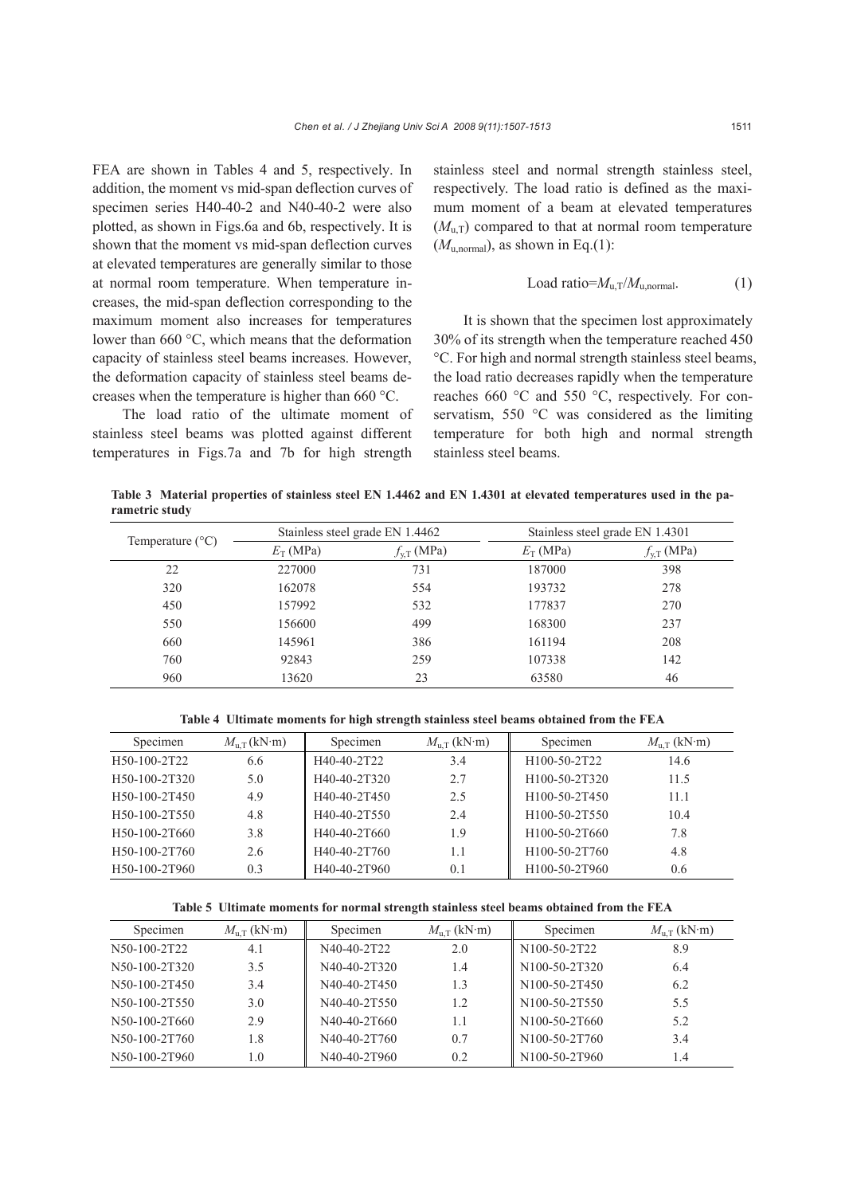FEA are shown in Tables 4 and 5, respectively. In addition, the moment vs mid-span deflection curves of specimen series H40-40-2 and N40-40-2 were also plotted, as shown in Figs.6a and 6b, respectively. It is shown that the moment vs mid-span deflection curves at elevated temperatures are generally similar to those at normal room temperature. When temperature increases, the mid-span deflection corresponding to the maximum moment also increases for temperatures lower than 660 °C, which means that the deformation capacity of stainless steel beams increases. However, the deformation capacity of stainless steel beams decreases when the temperature is higher than 660 °C.

The load ratio of the ultimate moment of stainless steel beams was plotted against different temperatures in Figs.7a and 7b for high strength stainless steel and normal strength stainless steel, respectively. The load ratio is defined as the maximum moment of a beam at elevated temperatures ($M_{u,T}$) compared to that at normal room temperature ($M_{u,normal}$), as shown in Eq.(1):

$$\text{Load ratio}=M_{u,T}/M_{u,normal}. \tag{1}$$

It is shown that the specimen lost approximately 30% of its strength when the temperature reached 450 °C. For high and normal strength stainless steel beams, the load ratio decreases rapidly when the temperature reaches 660 °C and 550 °C, respectively. For conservatism, 550 °C was considered as the limiting temperature for both high and normal strength stainless steel beams.

**Table 3 Material properties of stainless steel EN 1.4462 and EN 1.4301 at elevated temperatures used in the parametric study**

| Temperature (°C) | Stainless steel grade EN 1.4462 | | Stainless steel grade EN 1.4301 | |
|---|---|---|---|---|
| | $E_T$ (MPa) | $f_{y,T}$ (MPa) | $E_T$ (MPa) | $f_{y,T}$ (MPa) |
| 22 | 227000 | 731 | 187000 | 398 |
| 320 | 162078 | 554 | 193732 | 278 |
| 450 | 157992 | 532 | 177837 | 270 |
| 550 | 156600 | 499 | 168300 | 237 |
| 660 | 145961 | 386 | 161194 | 208 |
| 760 | 92843 | 259 | 107338 | 142 |
| 960 | 13620 | 23 | 63580 | 46 |

**Table 4 Ultimate moments for high strength stainless steel beams obtained from the FEA**

| Specimen | $M_{u,T}$ (kN·m) | Specimen | $M_{u,T}$ (kN·m) | Specimen | $M_{u,T}$ (kN·m) |
|---|---|---|---|---|---|
| H50-100-2T22 | 6.6 | H40-40-2T22 | 3.4 | H100-50-2T22 | 14.6 |
| H50-100-2T320 | 5.0 | H40-40-2T320 | 2.7 | H100-50-2T320 | 11.5 |
| H50-100-2T450 | 4.9 | H40-40-2T450 | 2.5 | H100-50-2T450 | 11.1 |
| H50-100-2T550 | 4.8 | H40-40-2T550 | 2.4 | H100-50-2T550 | 10.4 |
| H50-100-2T660 | 3.8 | H40-40-2T660 | 1.9 | H100-50-2T660 | 7.8 |
| H50-100-2T760 | 2.6 | H40-40-2T760 | 1.1 | H100-50-2T760 | 4.8 |
| H50-100-2T960 | 0.3 | H40-40-2T960 | 0.1 | H100-50-2T960 | 0.6 |

**Table 5 Ultimate moments for normal strength stainless steel beams obtained from the FEA**

| Specimen | $M_{u,T}$ (kN·m) | Specimen | $M_{u,T}$ (kN·m) | Specimen | $M_{u,T}$ (kN·m) |
|---|---|---|---|---|---|
| N50-100-2T22 | 4.1 | N40-40-2T22 | 2.0 | N100-50-2T22 | 8.9 |
| N50-100-2T320 | 3.5 | N40-40-2T320 | 1.4 | N100-50-2T320 | 6.4 |
| N50-100-2T450 | 3.4 | N40-40-2T450 | 1.3 | N100-50-2T450 | 6.2 |
| N50-100-2T550 | 3.0 | N40-40-2T550 | 1.2 | N100-50-2T550 | 5.5 |
| N50-100-2T660 | 2.9 | N40-40-2T660 | 1.1 | N100-50-2T660 | 5.2 |
| N50-100-2T760 | 1.8 | N40-40-2T760 | 0.7 | N100-50-2T760 | 3.4 |
| N50-100-2T960 | 1.0 | N40-40-2T960 | 0.2 | N100-50-2T960 | 1.4 |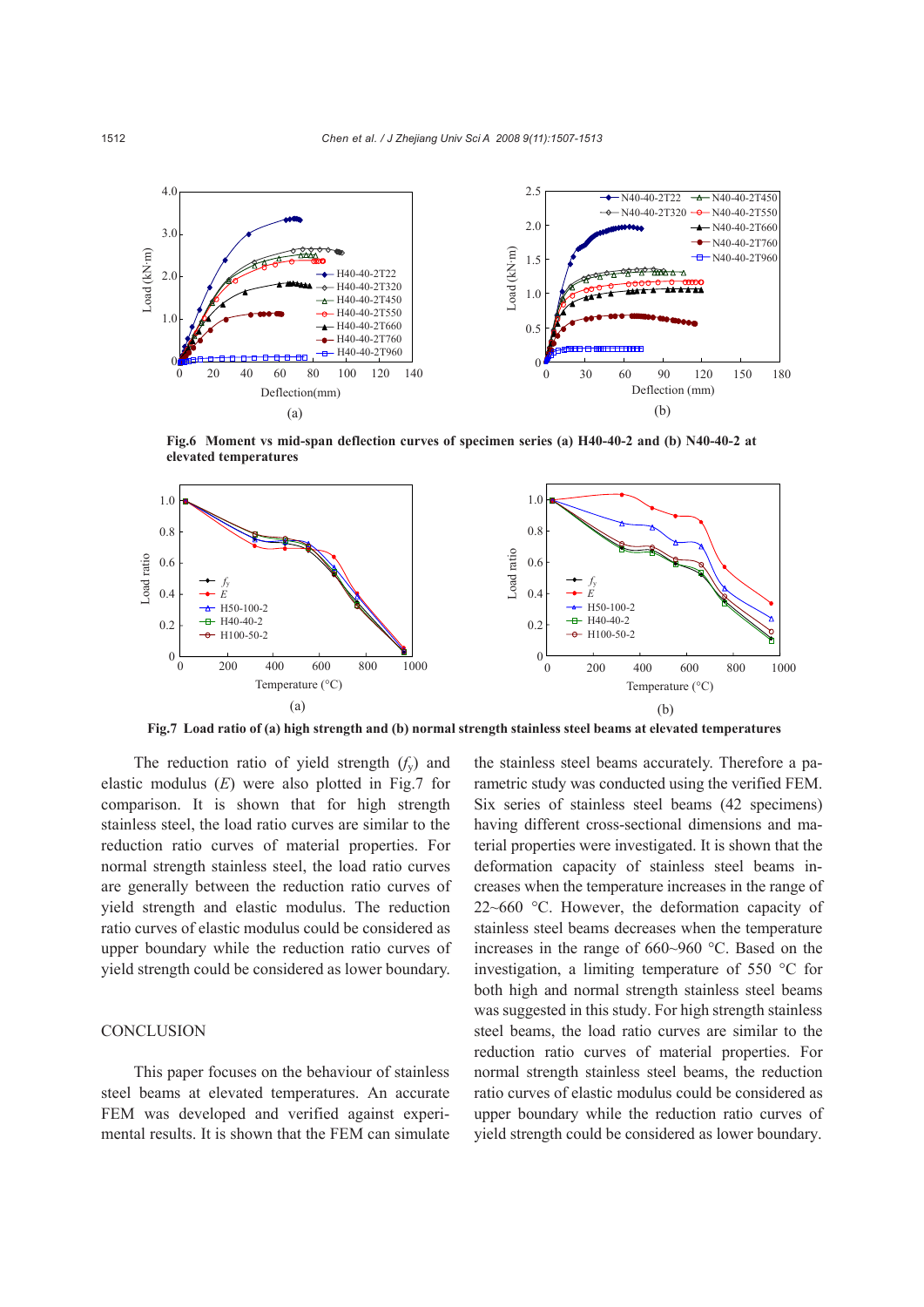Load (kN·m)

4.0

3.0

2.0

1.0

0

0 20 40 60 80 100 120 140

Deflection(mm)

H40-40-2T22
H40-40-2T320
H40-40-2T450
H40-40-2T550
H40-40-2T660
H40-40-2T760
H40-40-2T960

(a)

Load (kN·m)

2.5

2.0

1.5

1.0

0.5

0

0 30 60 90 120 150 180

Deflection (mm)

N40-40-2T22
N40-40-2T320
N40-40-2T450
N40-40-2T550
N40-40-2T660
N40-40-2T760
N40-40-2T960

(b)

**Fig.6 Moment vs mid-span deflection curves of specimen series (a) H40-40-2 and (b) N40-40-2 at elevated temperatures**

Load ratio

1.0

0.8

0.6

0.4

0.2

0

0 200 400 600 800 1000

Temperature (°C)

$f_y$
$E$
H50-100-2
H40-40-2
H100-50-2

(a)

Load ratio

1.0

0.8

0.6

0.4

0.2

0

0 200 400 600 800 1000

Temperature (°C)

$f_y$
$E$
H50-100-2
H40-40-2
H100-50-2

(b)

**Fig.7 Load ratio of (a) high strength and (b) normal strength stainless steel beams at elevated temperatures**

The reduction ratio of yield strength ($f_y$) and elastic modulus ($E$) were also plotted in Fig.7 for comparison. It is shown that for high strength stainless steel, the load ratio curves are similar to the reduction ratio curves of material properties. For normal strength stainless steel, the load ratio curves are generally between the reduction ratio curves of yield strength and elastic modulus. The reduction ratio curves of elastic modulus could be considered as upper boundary while the reduction ratio curves of yield strength could be considered as lower boundary.

## CONCLUSION

This paper focuses on the behaviour of stainless steel beams at elevated temperatures. An accurate FEM was developed and verified against experimental results. It is shown that the FEM can simulate the stainless steel beams accurately. Therefore a parametric study was conducted using the verified FEM. Six series of stainless steel beams (42 specimens) having different cross-sectional dimensions and material properties were investigated. It is shown that the deformation capacity of stainless steel beams increases when the temperature increases in the range of 22~660 °C. However, the deformation capacity of stainless steel beams decreases when the temperature increases in the range of 660~960 °C. Based on the investigation, a limiting temperature of 550 °C for both high and normal strength stainless steel beams was suggested in this study. For high strength stainless steel beams, the load ratio curves are similar to the reduction ratio curves of material properties. For normal strength stainless steel beams, the reduction ratio curves of elastic modulus could be considered as upper boundary while the reduction ratio curves of yield strength could be considered as lower boundary.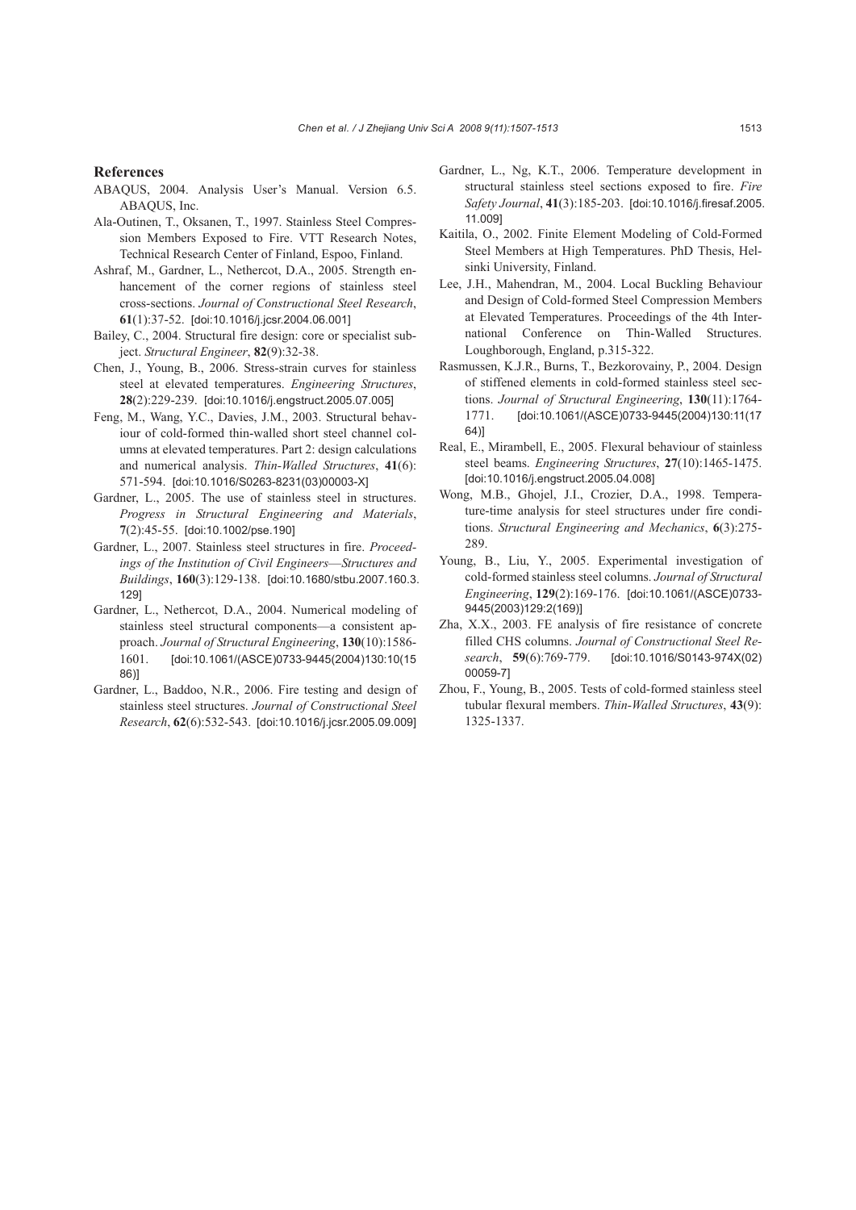## References

ABAQUS, 2004. Analysis User's Manual. Version 6.5. ABAQUS, Inc.

Ala-Outinen, T., Oksanen, T., 1997. Stainless Steel Compression Members Exposed to Fire. VTT Research Notes, Technical Research Center of Finland, Espoo, Finland.

Ashraf, M., Gardner, L., Nethercot, D.A., 2005. Strength enhancement of the corner regions of stainless steel cross-sections. *Journal of Constructional Steel Research*, **61**(1):37-52. [doi:10.1016/j.jcsr.2004.06.001]

Bailey, C., 2004. Structural fire design: core or specialist subject. *Structural Engineer*, **82**(9):32-38.

Chen, J., Young, B., 2006. Stress-strain curves for stainless steel at elevated temperatures. *Engineering Structures*, **28**(2):229-239. [doi:10.1016/j.engstruct.2005.07.005]

Feng, M., Wang, Y.C., Davies, J.M., 2003. Structural behaviour of cold-formed thin-walled short steel channel columns at elevated temperatures. Part 2: design calculations and numerical analysis. *Thin-Walled Structures*, **41**(6): 571-594. [doi:10.1016/S0263-8231(03)00003-X]

Gardner, L., 2005. The use of stainless steel in structures. *Progress in Structural Engineering and Materials*, **7**(2):45-55. [doi:10.1002/pse.190]

Gardner, L., 2007. Stainless steel structures in fire. *Proceedings of the Institution of Civil Engineers—Structures and Buildings*, **160**(3):129-138. [doi:10.1680/stbu.2007.160.3.129]

Gardner, L., Nethercot, D.A., 2004. Numerical modeling of stainless steel structural components—a consistent approach. *Journal of Structural Engineering*, **130**(10):1586-1601. [doi:10.1061/(ASCE)0733-9445(2004)130:10(1586)]

Gardner, L., Baddoo, N.R., 2006. Fire testing and design of stainless steel structures. *Journal of Constructional Steel Research*, **62**(6):532-543. [doi:10.1016/j.jcsr.2005.09.009]

Gardner, L., Ng, K.T., 2006. Temperature development in structural stainless steel sections exposed to fire. *Fire Safety Journal*, **41**(3):185-203. [doi:10.1016/j.firesaf.2005.11.009]

Kaitila, O., 2002. Finite Element Modeling of Cold-Formed Steel Members at High Temperatures. PhD Thesis, Helsinki University, Finland.

Lee, J.H., Mahendran, M., 2004. Local Buckling Behaviour and Design of Cold-formed Steel Compression Members at Elevated Temperatures. Proceedings of the 4th International Conference on Thin-Walled Structures. Loughborough, England, p.315-322.

Rasmussen, K.J.R., Burns, T., Bezkorovainy, P., 2004. Design of stiffened elements in cold-formed stainless steel sections. *Journal of Structural Engineering*, **130**(11):1764-1771. [doi:10.1061/(ASCE)0733-9445(2004)130:11(1764)]

Real, E., Mirambell, E., 2005. Flexural behaviour of stainless steel beams. *Engineering Structures*, **27**(10):1465-1475. [doi:10.1016/j.engstruct.2005.04.008]

Wong, M.B., Ghojel, J.I., Crozier, D.A., 1998. Temperature-time analysis for steel structures under fire conditions. *Structural Engineering and Mechanics*, **6**(3):275-289.

Young, B., Liu, Y., 2005. Experimental investigation of cold-formed stainless steel columns. *Journal of Structural Engineering*, **129**(2):169-176. [doi:10.1061/(ASCE)0733-9445(2003)129:2(169)]

Zha, X.X., 2003. FE analysis of fire resistance of concrete filled CHS columns. *Journal of Constructional Steel Research*, **59**(6):769-779. [doi:10.1016/S0143-974X(02)00059-7]

Zhou, F., Young, B., 2005. Tests of cold-formed stainless steel tubular flexural members. *Thin-Walled Structures*, **43**(9): 1325-1337.